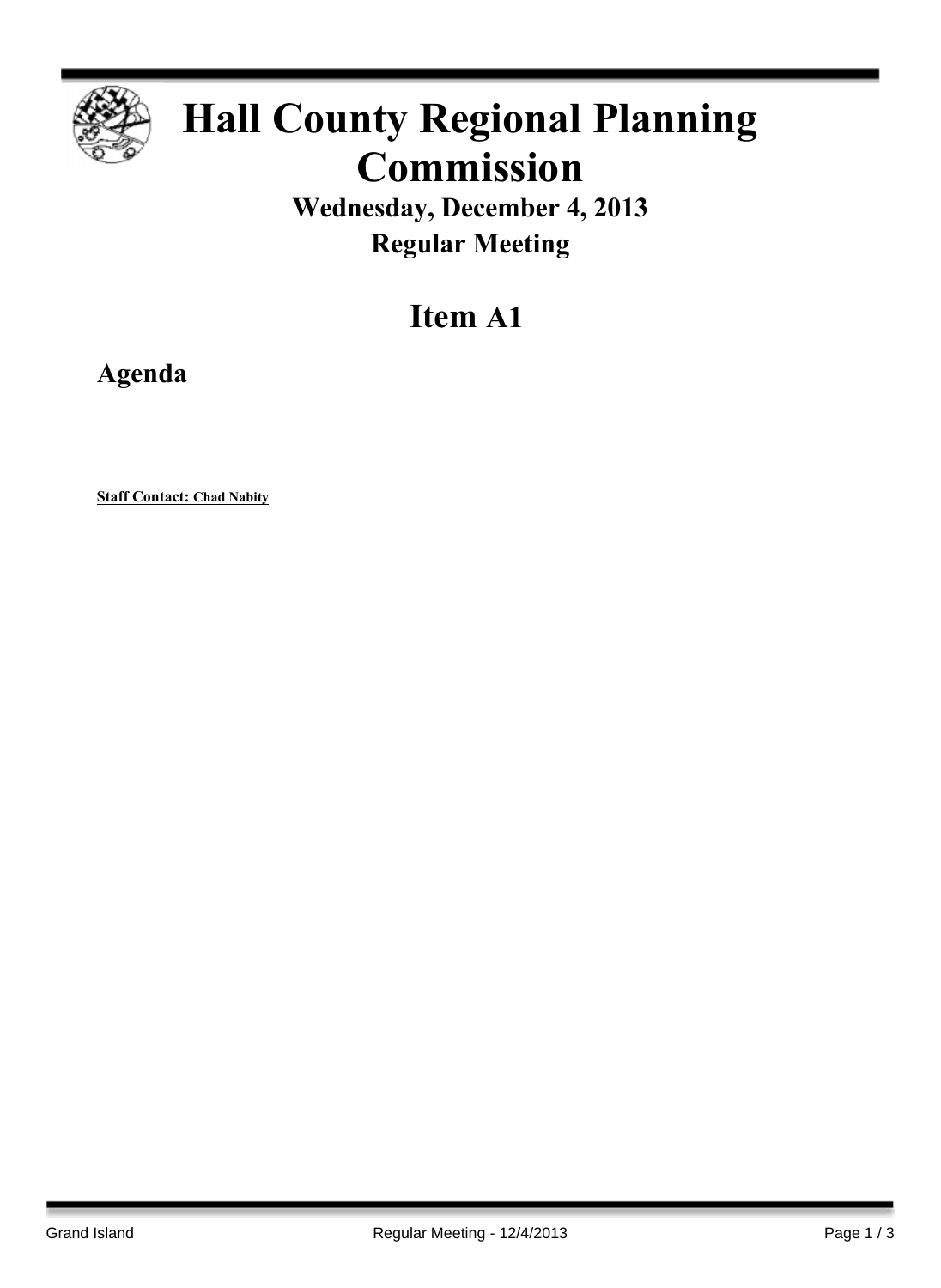# Hall County Regional Planning Commission

## Wednesday, December 4, 2013

## Regular Meeting

# Item A1

## Agenda

**Staff Contact: Chad Nabity**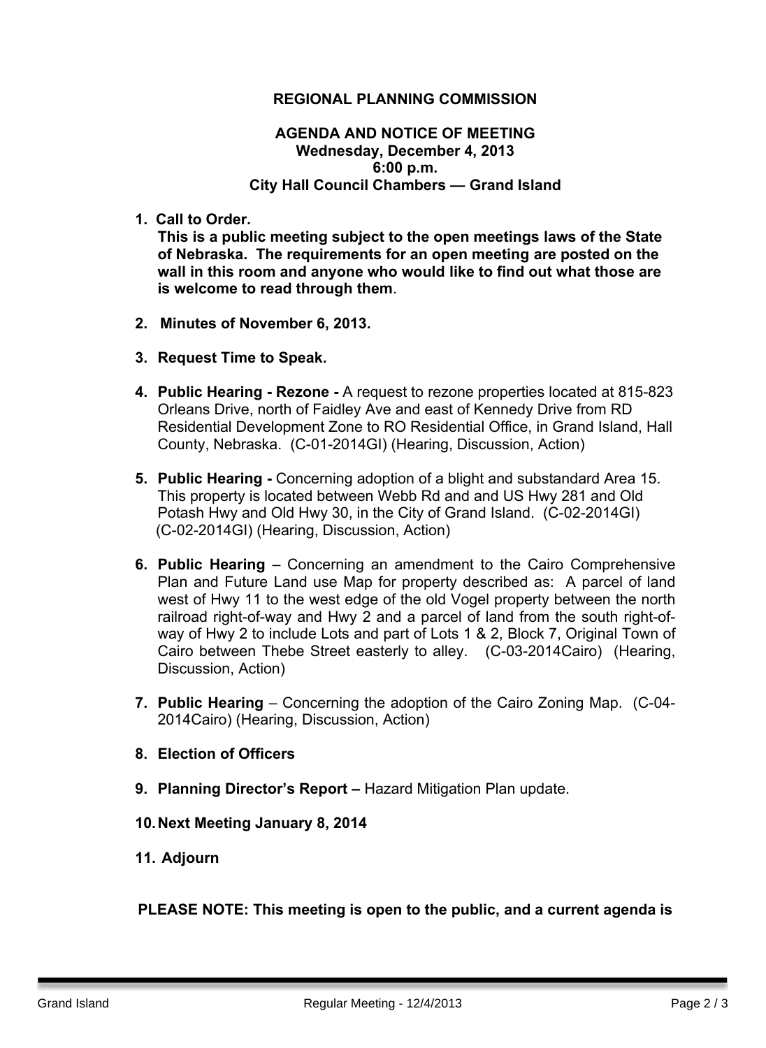**REGIONAL PLANNING COMMISSION**

**AGENDA AND NOTICE OF MEETING**
**Wednesday, December 4, 2013**
**6:00 p.m.**
**City Hall Council Chambers — Grand Island**

1. **Call to Order.**
   **This is a public meeting subject to the open meetings laws of the State of Nebraska. The requirements for an open meeting are posted on the wall in this room and anyone who would like to find out what those are is welcome to read through them**.

2. **Minutes of November 6, 2013.**

3. **Request Time to Speak.**

4. **Public Hearing - Rezone -** A request to rezone properties located at 815-823 Orleans Drive, north of Faidley Ave and east of Kennedy Drive from RD Residential Development Zone to RO Residential Office, in Grand Island, Hall County, Nebraska. (C-01-2014GI) (Hearing, Discussion, Action)

5. **Public Hearing -** Concerning adoption of a blight and substandard Area 15. This property is located between Webb Rd and and US Hwy 281 and Old Potash Hwy and Old Hwy 30, in the City of Grand Island. (C-02-2014GI) (C-02-2014GI) (Hearing, Discussion, Action)

6. **Public Hearing** – Concerning an amendment to the Cairo Comprehensive Plan and Future Land use Map for property described as: A parcel of land west of Hwy 11 to the west edge of the old Vogel property between the north railroad right-of-way and Hwy 2 and a parcel of land from the south right-of-way of Hwy 2 to include Lots and part of Lots 1 & 2, Block 7, Original Town of Cairo between Thebe Street easterly to alley. (C-03-2014Cairo) (Hearing, Discussion, Action)

7. **Public Hearing** – Concerning the adoption of the Cairo Zoning Map. (C-04-2014Cairo) (Hearing, Discussion, Action)

8. **Election of Officers**

9. **Planning Director's Report –** Hazard Mitigation Plan update.

10. **Next Meeting January 8, 2014**

11. **Adjourn**

**PLEASE NOTE: This meeting is open to the public, and a current agenda is**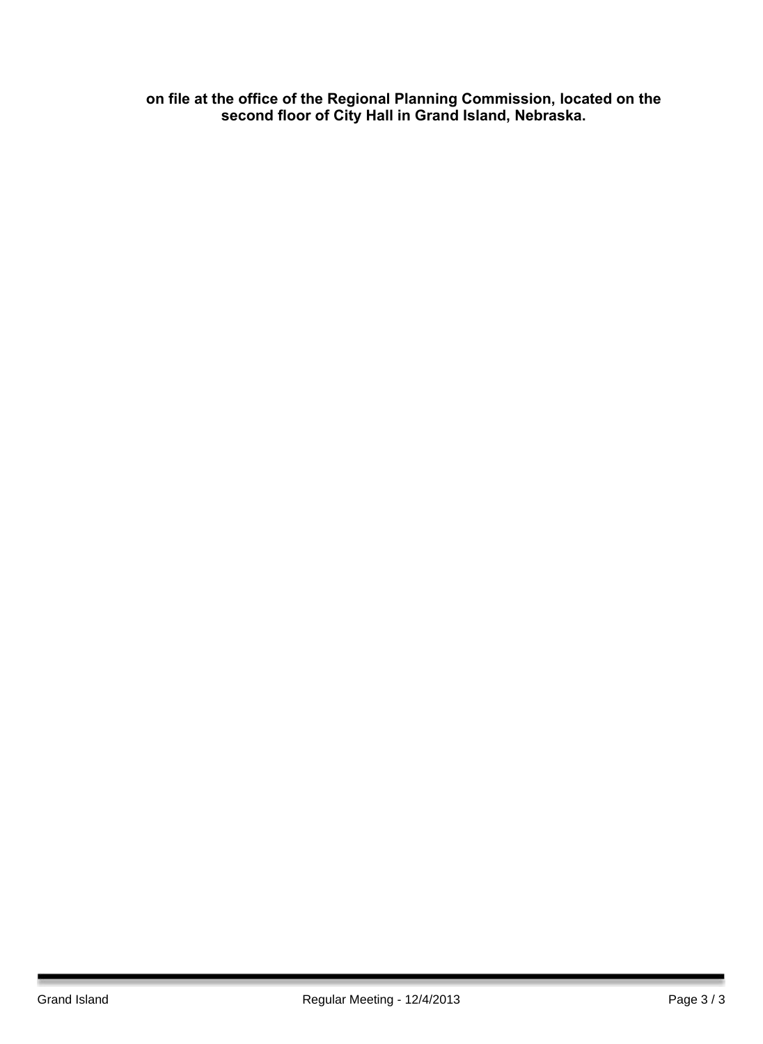**on file at the office of the Regional Planning Commission, located on the second floor of City Hall in Grand Island, Nebraska.**